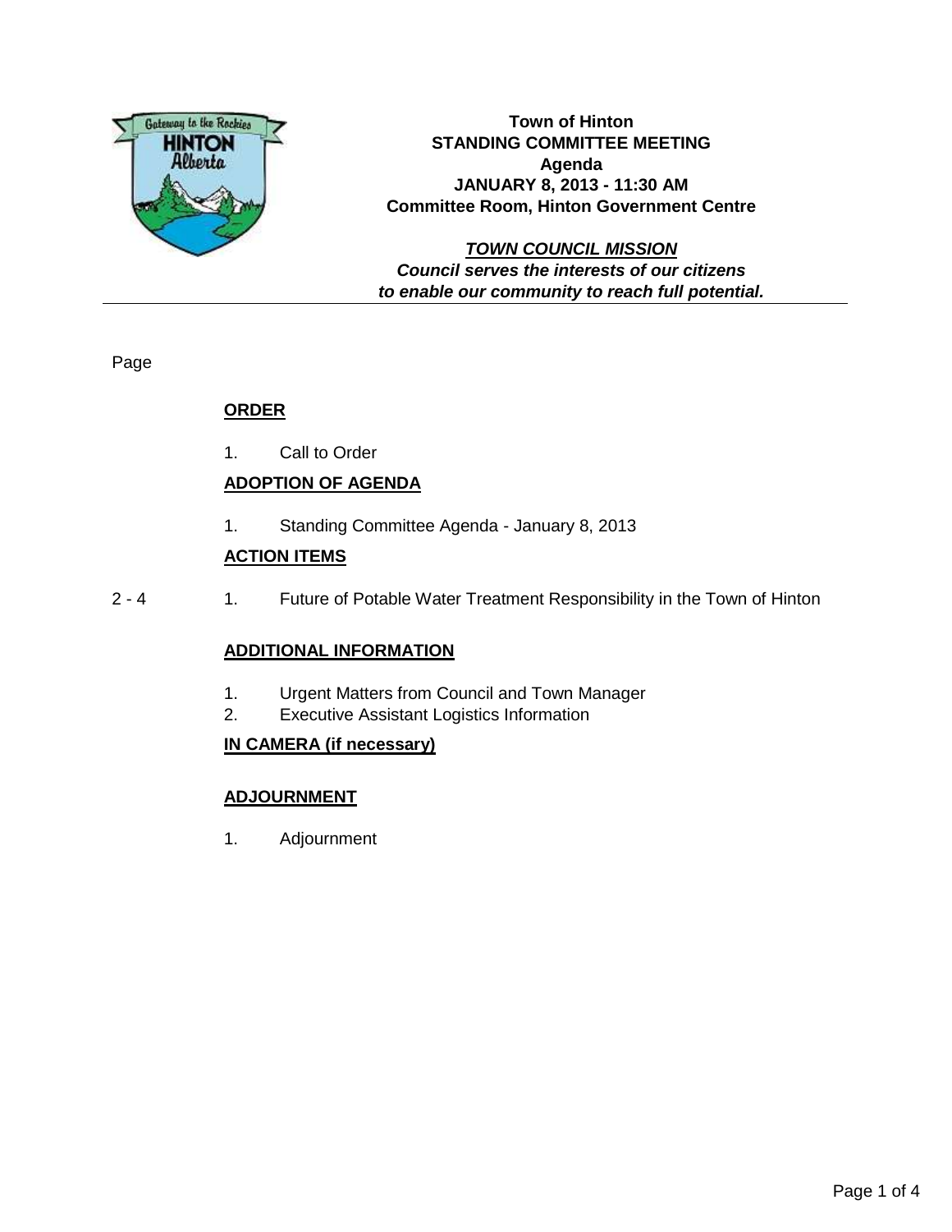# Town of Hinton
## STANDING COMMITTEE MEETING
## Agenda
## JANUARY 8, 2013 - 11:30 AM
## Committee Room, Hinton Government Centre

***TOWN COUNCIL MISSION***
***Council serves the interests of our citizens to enable our community to reach full potential.***

---

Page

**ORDER**

1. Call to Order

**ADOPTION OF AGENDA**

1. Standing Committee Agenda - January 8, 2013

**ACTION ITEMS**

2 - 4 &nbsp;&nbsp; 1. Future of Potable Water Treatment Responsibility in the Town of Hinton

**ADDITIONAL INFORMATION**

1. Urgent Matters from Council and Town Manager
2. Executive Assistant Logistics Information

**IN CAMERA (if necessary)**

**ADJOURNMENT**

1. Adjournment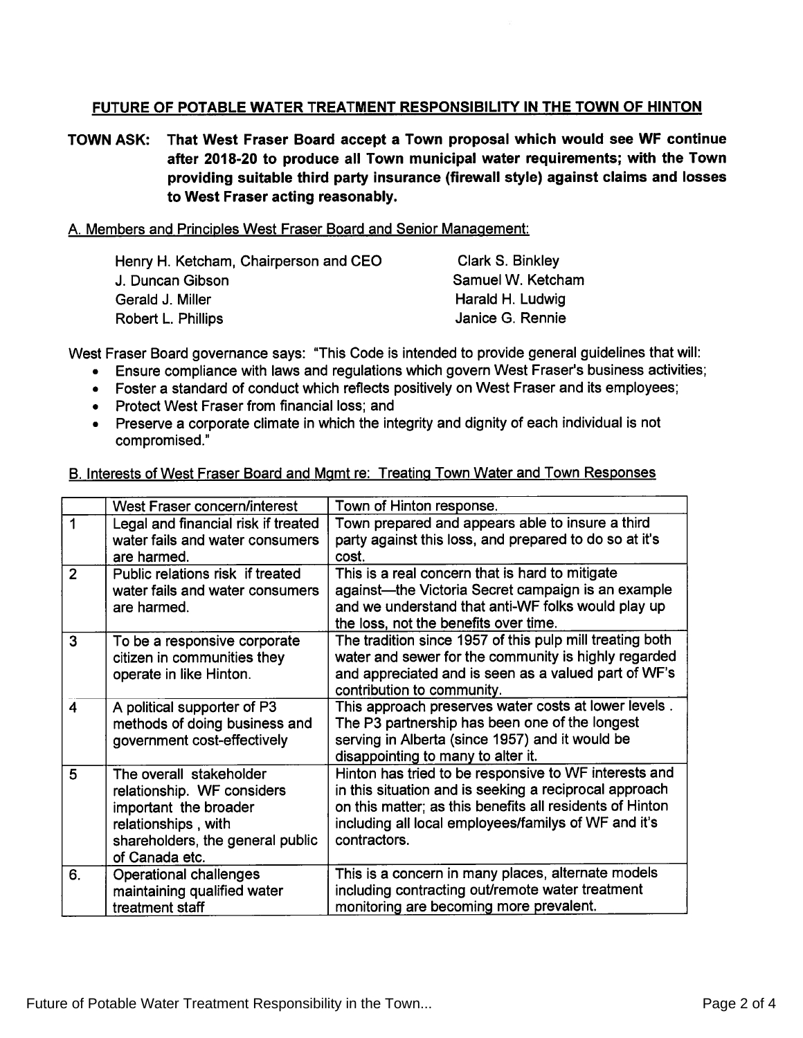## FUTURE OF POTABLE WATER TREATMENT RESPONSIBILITY IN THE TOWN OF HINTON

**TOWN ASK: That West Fraser Board accept a Town proposal which would see WF continue after 2018-20 to produce all Town municipal water requirements; with the Town providing suitable third party insurance (firewall style) against claims and losses to West Fraser acting reasonably.**

A. Members and Principles West Fraser Board and Senior Management:

Henry H. Ketcham, Chairperson and CEO
J. Duncan Gibson
Gerald J. Miller
Robert L. Phillips
Clark S. Binkley
Samuel W. Ketcham
Harald H. Ludwig
Janice G. Rennie

West Fraser Board governance says: "This Code is intended to provide general guidelines that will:

- Ensure compliance with laws and regulations which govern West Fraser's business activities;
- Foster a standard of conduct which reflects positively on West Fraser and its employees;
- Protect West Fraser from financial loss; and
- Preserve a corporate climate in which the integrity and dignity of each individual is not compromised."

B. Interests of West Fraser Board and Mgmt re: Treating Town Water and Town Responses

| | West Fraser concern/interest | Town of Hinton response. |
|---|---|---|
| 1 | Legal and financial risk if treated water fails and water consumers are harmed. | Town prepared and appears able to insure a third party against this loss, and prepared to do so at it's cost. |
| 2 | Public relations risk if treated water fails and water consumers are harmed. | This is a real concern that is hard to mitigate against—the Victoria Secret campaign is an example and we understand that anti-WF folks would play up the loss, not the benefits over time. |
| 3 | To be a responsive corporate citizen in communities they operate in like Hinton. | The tradition since 1957 of this pulp mill treating both water and sewer for the community is highly regarded and appreciated and is seen as a valued part of WF's contribution to community. |
| 4 | A political supporter of P3 methods of doing business and government cost-effectively | This approach preserves water costs at lower levels. The P3 partnership has been one of the longest serving in Alberta (since 1957) and it would be disappointing to many to alter it. |
| 5 | The overall stakeholder relationship. WF considers important the broader relationships, with shareholders, the general public of Canada etc. | Hinton has tried to be responsive to WF interests and in this situation and is seeking a reciprocal approach on this matter; as this benefits all residents of Hinton including all local employees/familys of WF and it's contractors. |
| 6. | Operational challenges maintaining qualified water treatment staff | This is a concern in many places, alternate models including contracting out/remote water treatment monitoring are becoming more prevalent. |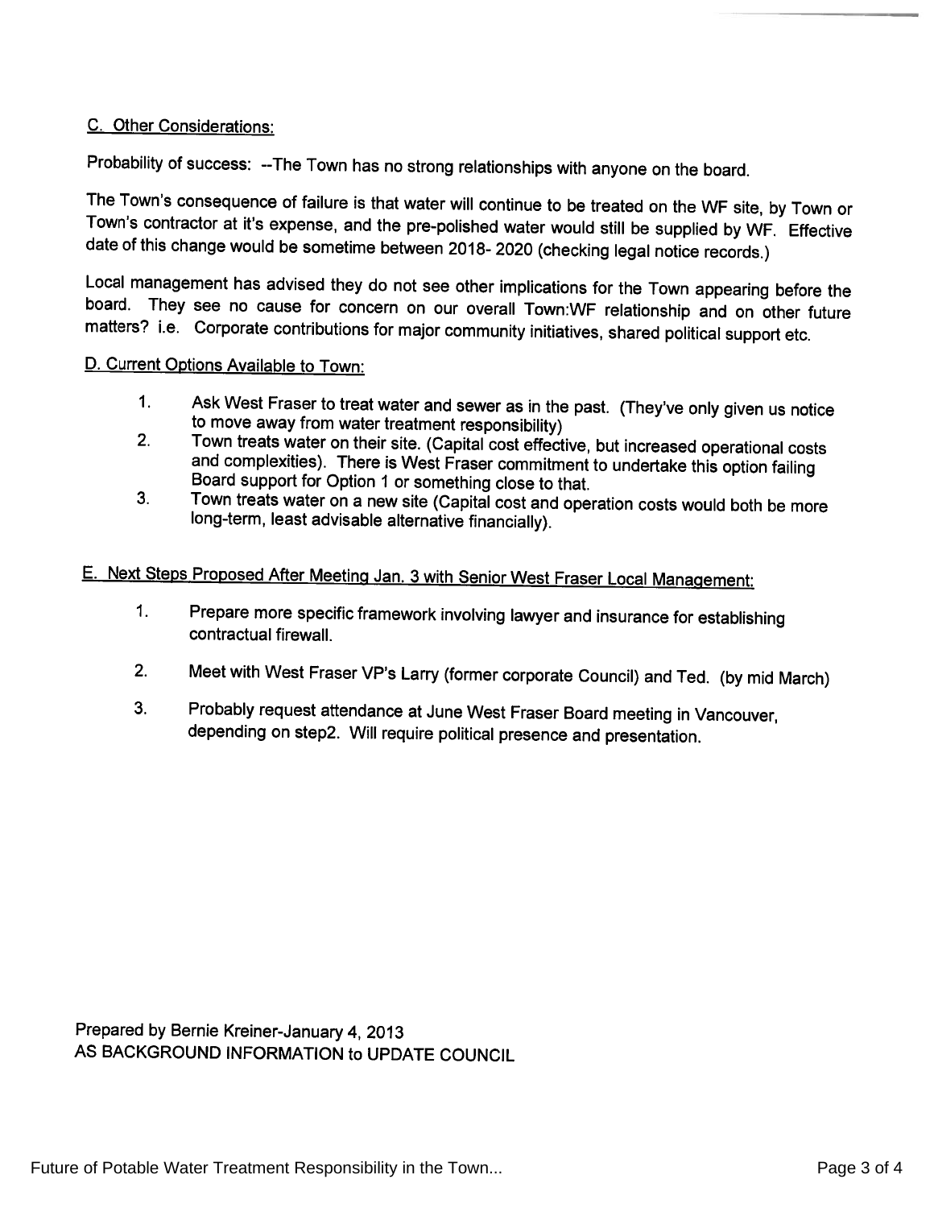## C. Other Considerations:

Probability of success: --The Town has no strong relationships with anyone on the board.

The Town's consequence of failure is that water will continue to be treated on the WF site, by Town or Town's contractor at it's expense, and the pre-polished water would still be supplied by WF. Effective date of this change would be sometime between 2018- 2020 (checking legal notice records.)

Local management has advised they do not see other implications for the Town appearing before the board. They see no cause for concern on our overall Town:WF relationship and on other future matters? i.e. Corporate contributions for major community initiatives, shared political support etc.

## D. Current Options Available to Town:

1. Ask West Fraser to treat water and sewer as in the past. (They've only given us notice to move away from water treatment responsibility)
2. Town treats water on their site. (Capital cost effective, but increased operational costs and complexities). There is West Fraser commitment to undertake this option failing Board support for Option 1 or something close to that.
3. Town treats water on a new site (Capital cost and operation costs would both be more long-term, least advisable alternative financially).

## E. Next Steps Proposed After Meeting Jan. 3 with Senior West Fraser Local Management:

1. Prepare more specific framework involving lawyer and insurance for establishing contractual firewall.
2. Meet with West Fraser VP's Larry (former corporate Council) and Ted. (by mid March)
3. Probably request attendance at June West Fraser Board meeting in Vancouver, depending on step2. Will require political presence and presentation.

Prepared by Bernie Kreiner-January 4, 2013
AS BACKGROUND INFORMATION to UPDATE COUNCIL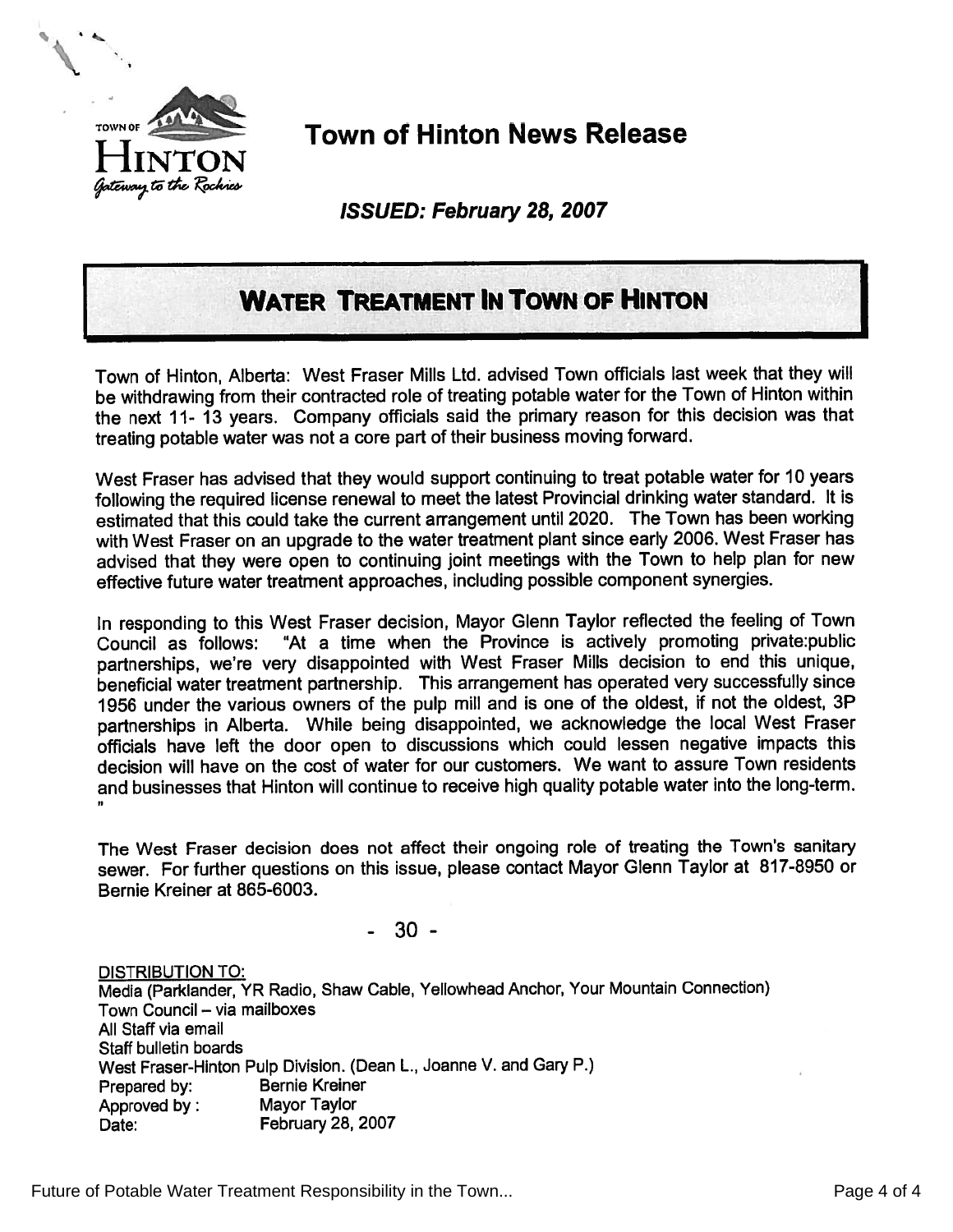TOWN OF HINTON
Gateway to the Rockies

# Town of Hinton News Release

***ISSUED: February 28, 2007***

## WATER TREATMENT IN TOWN OF HINTON

Town of Hinton, Alberta: West Fraser Mills Ltd. advised Town officials last week that they will be withdrawing from their contracted role of treating potable water for the Town of Hinton within the next 11- 13 years. Company officials said the primary reason for this decision was that treating potable water was not a core part of their business moving forward.

West Fraser has advised that they would support continuing to treat potable water for 10 years following the required license renewal to meet the latest Provincial drinking water standard. It is estimated that this could take the current arrangement until 2020. The Town has been working with West Fraser on an upgrade to the water treatment plant since early 2006. West Fraser has advised that they were open to continuing joint meetings with the Town to help plan for new effective future water treatment approaches, including possible component synergies.

In responding to this West Fraser decision, Mayor Glenn Taylor reflected the feeling of Town Council as follows: "At a time when the Province is actively promoting private:public partnerships, we're very disappointed with West Fraser Mills decision to end this unique, beneficial water treatment partnership. This arrangement has operated very successfully since 1956 under the various owners of the pulp mill and is one of the oldest, if not the oldest, 3P partnerships in Alberta. While being disappointed, we acknowledge the local West Fraser officials have left the door open to discussions which could lessen negative impacts this decision will have on the cost of water for our customers. We want to assure Town residents and businesses that Hinton will continue to receive high quality potable water into the long-term. "

The West Fraser decision does not affect their ongoing role of treating the Town's sanitary sewer. For further questions on this issue, please contact Mayor Glenn Taylor at 817-8950 or Bernie Kreiner at 865-6003.

\- 30 -

DISTRIBUTION TO:
Media (Parklander, YR Radio, Shaw Cable, Yellowhead Anchor, Your Mountain Connection)
Town Council – via mailboxes
All Staff via email
Staff bulletin boards
West Fraser-Hinton Pulp Division. (Dean L., Joanne V. and Gary P.)
Prepared by: Bernie Kreiner
Approved by : Mayor Taylor
Date: February 28, 2007